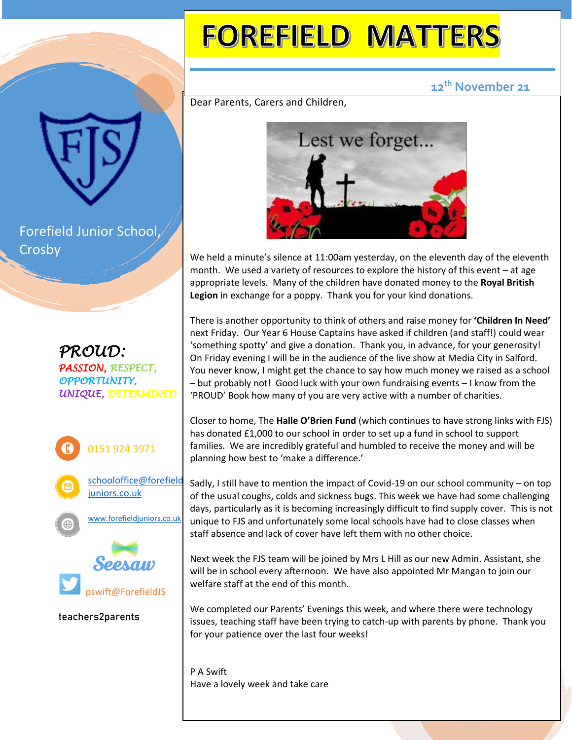# FOREFIELD MATTERS

12th November 21

Forefield Junior School, Crosby

*PROUD:*
*PASSION, RESPECT, OPPORTUNITY, UNIQUE, DETERMINED*

0151 924 3971

schooloffice@forefieldjuniors.co.uk

www.forefieldjuniors.co.uk

Seesaw

pswift@ForefieldJS

teachers2parents

Dear Parents, Carers and Children,

Lest we forget...

We held a minute's silence at 11:00am yesterday, on the eleventh day of the eleventh month. We used a variety of resources to explore the history of this event – at age appropriate levels. Many of the children have donated money to the **Royal British Legion** in exchange for a poppy. Thank you for your kind donations.

There is another opportunity to think of others and raise money for **'Children In Need'** next Friday. Our Year 6 House Captains have asked if children (and staff!) could wear 'something spotty' and give a donation. Thank you, in advance, for your generosity! On Friday evening I will be in the audience of the live show at Media City in Salford. You never know, I might get the chance to say how much money we raised as a school – but probably not! Good luck with your own fundraising events – I know from the 'PROUD' Book how many of you are very active with a number of charities.

Closer to home, The **Halle O'Brien Fund** (which continues to have strong links with FJS) has donated £1,000 to our school in order to set up a fund in school to support families. We are incredibly grateful and humbled to receive the money and will be planning how best to 'make a difference.'

Sadly, I still have to mention the impact of Covid-19 on our school community – on top of the usual coughs, colds and sickness bugs. This week we have had some challenging days, particularly as it is becoming increasingly difficult to find supply cover. This is not unique to FJS and unfortunately some local schools have had to close classes when staff absence and lack of cover have left them with no other choice.

Next week the FJS team will be joined by Mrs L Hill as our new Admin. Assistant, she will be in school every afternoon. We have also appointed Mr Mangan to join our welfare staff at the end of this month.

We completed our Parents' Evenings this week, and where there were technology issues, teaching staff have been trying to catch-up with parents by phone. Thank you for your patience over the last four weeks!

P A Swift
Have a lovely week and take care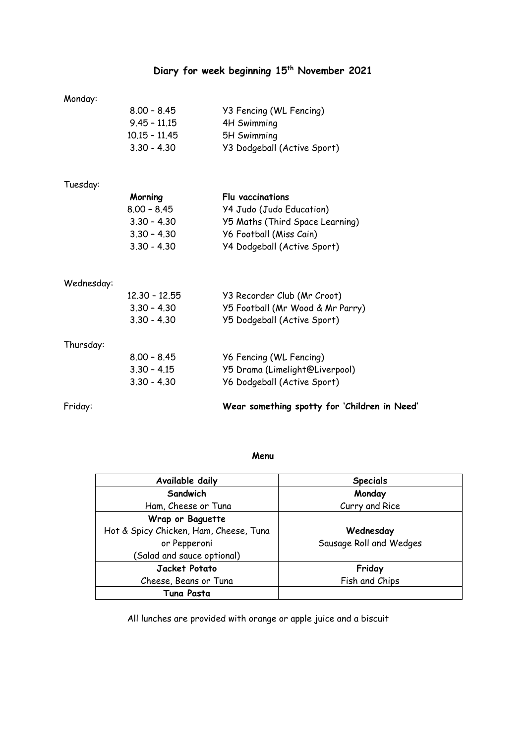# Diary for week beginning 15th November 2021

Monday:

| | |
|---|---|
| 8.00 – 8.45 | Y3 Fencing (WL Fencing) |
| 9.45 – 11.15 | 4H Swimming |
| 10.15 – 11.45 | 5H Swimming |
| 3.30 - 4.30 | Y3 Dodgeball (Active Sport) |

Tuesday:

| | |
|---|---|
| **Morning** | **Flu vaccinations** |
| 8.00 – 8.45 | Y4 Judo (Judo Education) |
| 3.30 – 4.30 | Y5 Maths (Third Space Learning) |
| 3.30 – 4.30 | Y6 Football (Miss Cain) |
| 3.30 - 4.30 | Y4 Dodgeball (Active Sport) |

Wednesday:

| | |
|---|---|
| 12.30 – 12.55 | Y3 Recorder Club (Mr Croot) |
| 3.30 – 4.30 | Y5 Football (Mr Wood & Mr Parry) |
| 3.30 - 4.30 | Y5 Dodgeball (Active Sport) |

Thursday:

| | |
|---|---|
| 8.00 – 8.45 | Y6 Fencing (WL Fencing) |
| 3.30 – 4.15 | Y5 Drama (Limelight@Liverpool) |
| 3.30 - 4.30 | Y6 Dodgeball (Active Sport) |

Friday: **Wear something spotty for 'Children in Need'**

## Menu

| Available daily | Specials |
|---|---|
| **Sandwich**<br>Ham, Cheese or Tuna | **Monday**<br>Curry and Rice |
| **Wrap or Baguette**<br>Hot & Spicy Chicken, Ham, Cheese, Tuna or Pepperoni<br>(Salad and sauce optional) | **Wednesday**<br>Sausage Roll and Wedges |
| **Jacket Potato**<br>Cheese, Beans or Tuna | **Friday**<br>Fish and Chips |
| **Tuna Pasta** | |

All lunches are provided with orange or apple juice and a biscuit